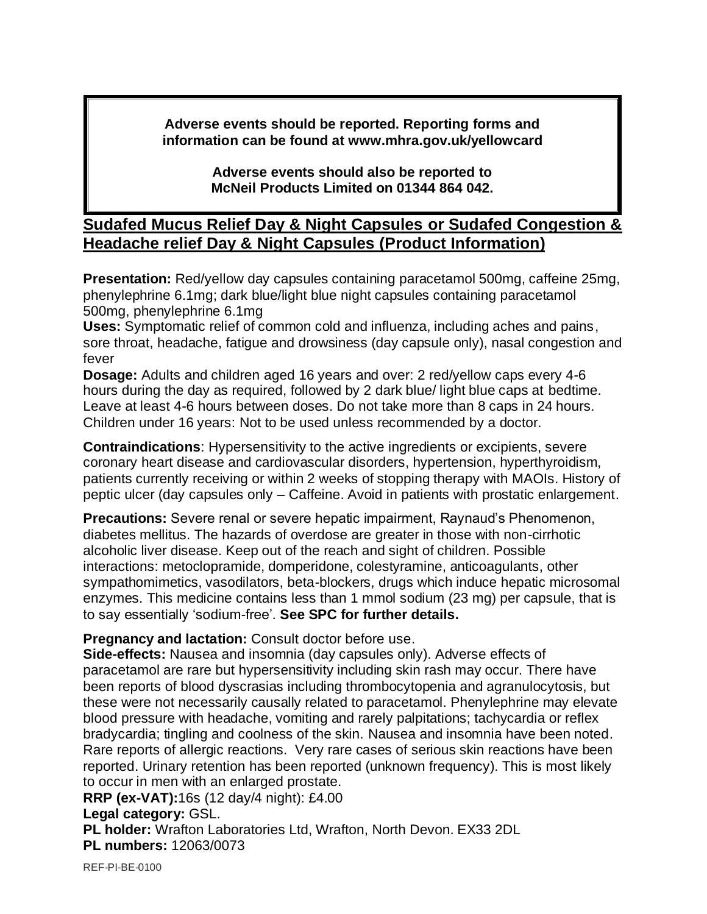**Adverse events should be reported. Reporting forms and information can be found at www.mhra.gov.uk/yellowcard**

**Adverse events should also be reported to McNeil Products Limited on 01344 864 042.**

## Sudafed Mucus Relief Day & Night Capsules or Sudafed Congestion & Headache relief Day & Night Capsules (Product Information)

**Presentation:** Red/yellow day capsules containing paracetamol 500mg, caffeine 25mg, phenylephrine 6.1mg; dark blue/light blue night capsules containing paracetamol 500mg, phenylephrine 6.1mg

**Uses:** Symptomatic relief of common cold and influenza, including aches and pains, sore throat, headache, fatigue and drowsiness (day capsule only), nasal congestion and fever

**Dosage:** Adults and children aged 16 years and over: 2 red/yellow caps every 4-6 hours during the day as required, followed by 2 dark blue/ light blue caps at bedtime. Leave at least 4-6 hours between doses. Do not take more than 8 caps in 24 hours. Children under 16 years: Not to be used unless recommended by a doctor.

**Contraindications**: Hypersensitivity to the active ingredients or excipients, severe coronary heart disease and cardiovascular disorders, hypertension, hyperthyroidism, patients currently receiving or within 2 weeks of stopping therapy with MAOIs. History of peptic ulcer (day capsules only – Caffeine. Avoid in patients with prostatic enlargement.

**Precautions:** Severe renal or severe hepatic impairment, Raynaud's Phenomenon, diabetes mellitus. The hazards of overdose are greater in those with non-cirrhotic alcoholic liver disease. Keep out of the reach and sight of children. Possible interactions: metoclopramide, domperidone, colestyramine, anticoagulants, other sympathomimetics, vasodilators, beta-blockers, drugs which induce hepatic microsomal enzymes. This medicine contains less than 1 mmol sodium (23 mg) per capsule, that is to say essentially 'sodium-free'. **See SPC for further details.**

**Pregnancy and lactation:** Consult doctor before use.

**Side-effects:** Nausea and insomnia (day capsules only). Adverse effects of paracetamol are rare but hypersensitivity including skin rash may occur. There have been reports of blood dyscrasias including thrombocytopenia and agranulocytosis, but these were not necessarily causally related to paracetamol. Phenylephrine may elevate blood pressure with headache, vomiting and rarely palpitations; tachycardia or reflex bradycardia; tingling and coolness of the skin. Nausea and insomnia have been noted. Rare reports of allergic reactions. Very rare cases of serious skin reactions have been reported. Urinary retention has been reported (unknown frequency). This is most likely to occur in men with an enlarged prostate.

**RRP (ex-VAT):**16s (12 day/4 night): £4.00

**Legal category:** GSL.

**PL holder:** Wrafton Laboratories Ltd, Wrafton, North Devon. EX33 2DL

**PL numbers:** 12063/0073

REF-PI-BE-0100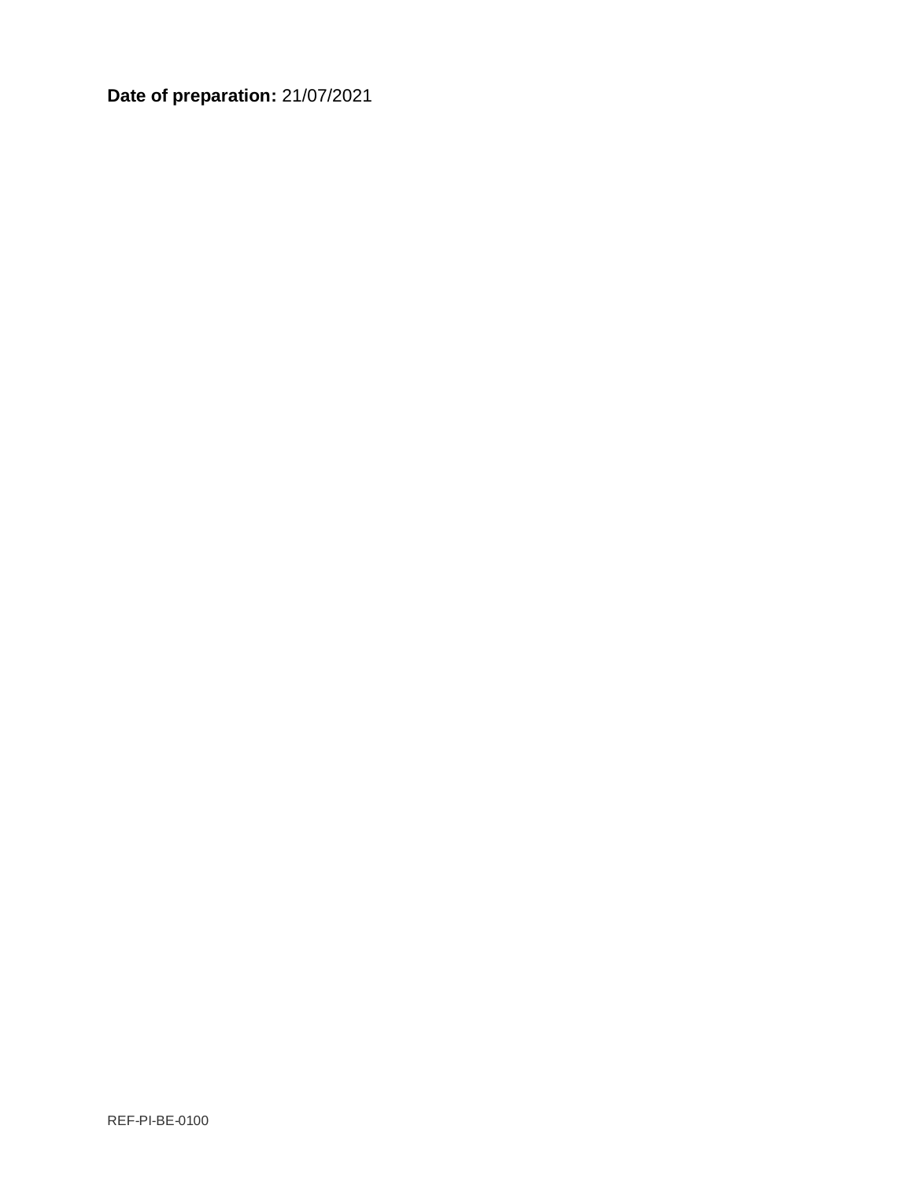**Date of preparation:** 21/07/2021

REF-PI-BE-0100